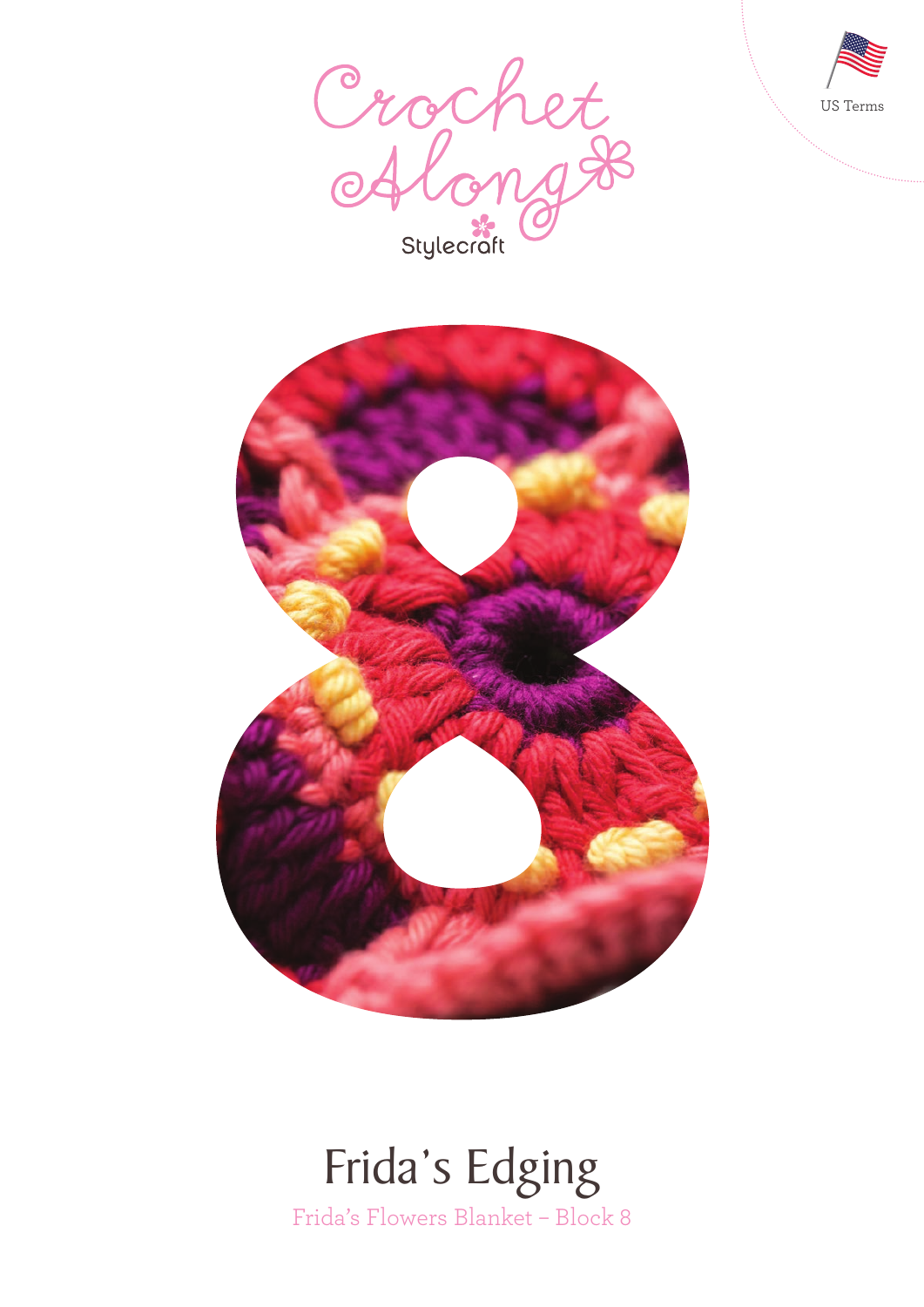Crochet Along

Stylecraft

US Terms

8

# Frida's Edging

Frida's Flowers Blanket – Block 8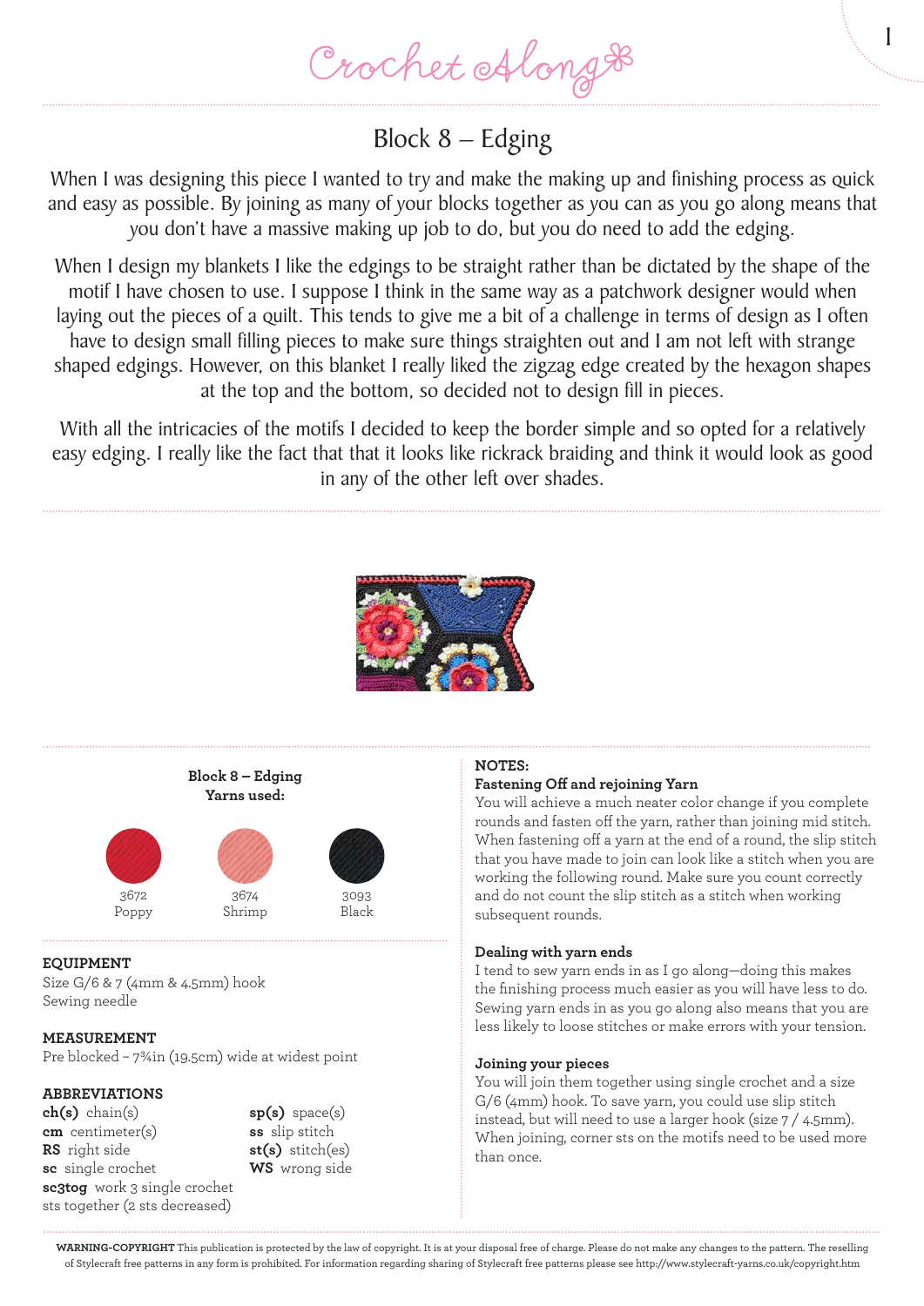# Crochet Along

## Block 8 – Edging

When I was designing this piece I wanted to try and make the making up and finishing process as quick and easy as possible. By joining as many of your blocks together as you can as you go along means that you don't have a massive making up job to do, but you do need to add the edging.

When I design my blankets I like the edgings to be straight rather than be dictated by the shape of the motif I have chosen to use. I suppose I think in the same way as a patchwork designer would when laying out the pieces of a quilt. This tends to give me a bit of a challenge in terms of design as I often have to design small filling pieces to make sure things straighten out and I am not left with strange shaped edgings. However, on this blanket I really liked the zigzag edge created by the hexagon shapes at the top and the bottom, so decided not to design fill in pieces.

With all the intricacies of the motifs I decided to keep the border simple and so opted for a relatively easy edging. I really like the fact that that it looks like rickrack braiding and think it would look as good in any of the other left over shades.

**Block 8 – Edging**
**Yarns used:**

| 3672 | 3674 | 3093 |
|---|---|---|
| Poppy | Shrimp | Black |

### EQUIPMENT

Size G/6 & 7 (4mm & 4.5mm) hook
Sewing needle

### MEASUREMENT

Pre blocked – 7¾in (19.5cm) wide at widest point

### ABBREVIATIONS

**ch(s)** chain(s)
**cm** centimeter(s)
**RS** right side
**sc** single crochet
**sc3tog** work 3 single crochet sts together (2 sts decreased)
**sp(s)** space(s)
**ss** slip stitch
**st(s)** stitch(es)
**WS** wrong side

### NOTES:

**Fastening Off and rejoining Yarn**
You will achieve a much neater color change if you complete rounds and fasten off the yarn, rather than joining mid stitch. When fastening off a yarn at the end of a round, the slip stitch that you have made to join can look like a stitch when you are working the following round. Make sure you count correctly and do not count the slip stitch as a stitch when working subsequent rounds.

**Dealing with yarn ends**
I tend to sew yarn ends in as I go along—doing this makes the finishing process much easier as you will have less to do. Sewing yarn ends in as you go along also means that you are less likely to loose stitches or make errors with your tension.

**Joining your pieces**
You will join them together using single crochet and a size G/6 (4mm) hook. To save yarn, you could use slip stitch instead, but will need to use a larger hook (size 7 / 4.5mm). When joining, corner sts on the motifs need to be used more than once.

**WARNING-COPYRIGHT** This publication is protected by the law of copyright. It is at your disposal free of charge. Please do not make any changes to the pattern. The reselling of Stylecraft free patterns in any form is prohibited. For information regarding sharing of Stylecraft free patterns please see http://www.stylecraft-yarns.co.uk/copyright.htm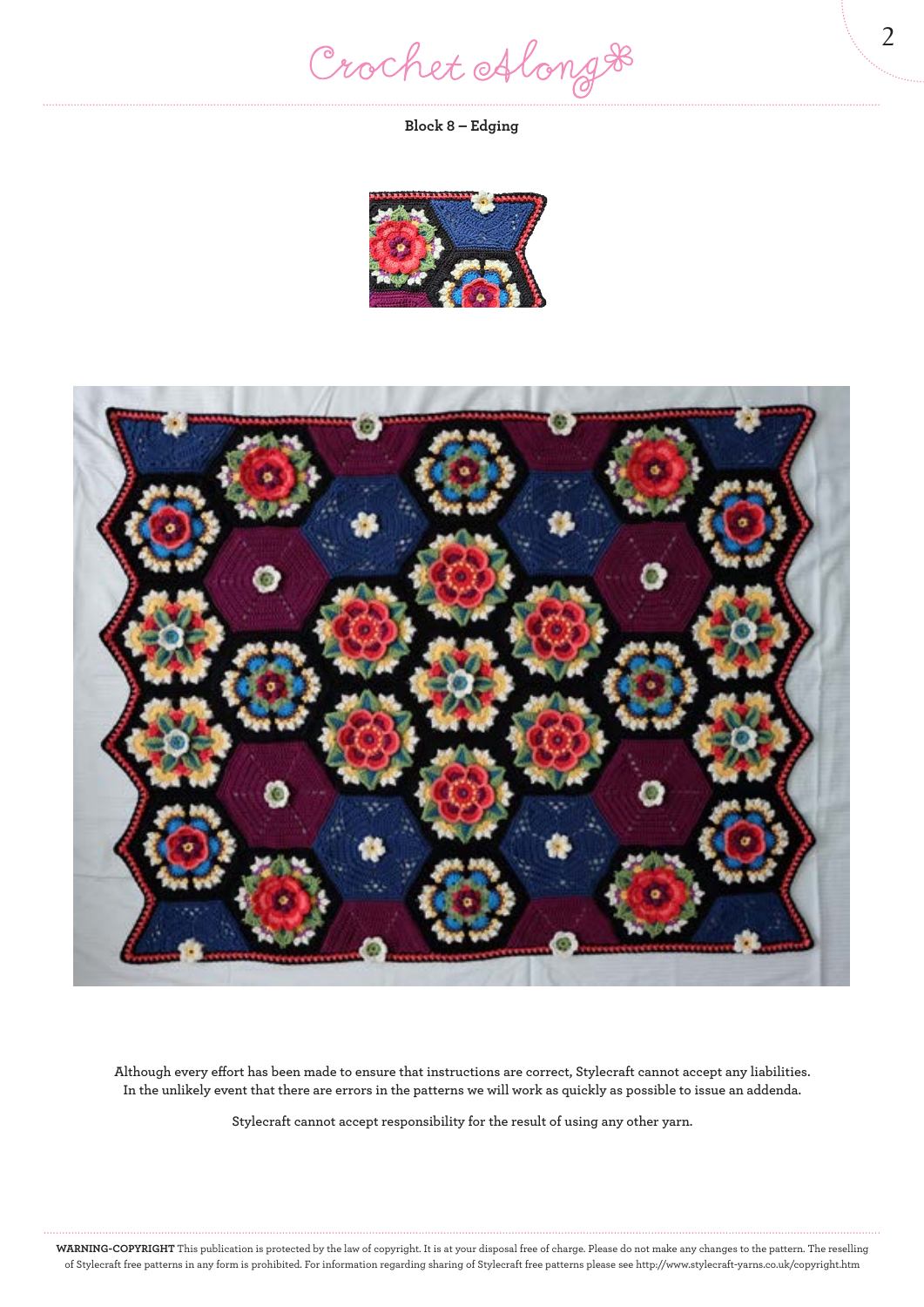**Block 8 – Edging**

Although every effort has been made to ensure that instructions are correct, Stylecraft cannot accept any liabilities. In the unlikely event that there are errors in the patterns we will work as quickly as possible to issue an addenda.

Stylecraft cannot accept responsibility for the result of using any other yarn.

**WARNING-COPYRIGHT** This publication is protected by the law of copyright. It is at your disposal free of charge. Please do not make any changes to the pattern. The reselling of Stylecraft free patterns in any form is prohibited. For information regarding sharing of Stylecraft free patterns please see http://www.stylecraft-yarns.co.uk/copyright.htm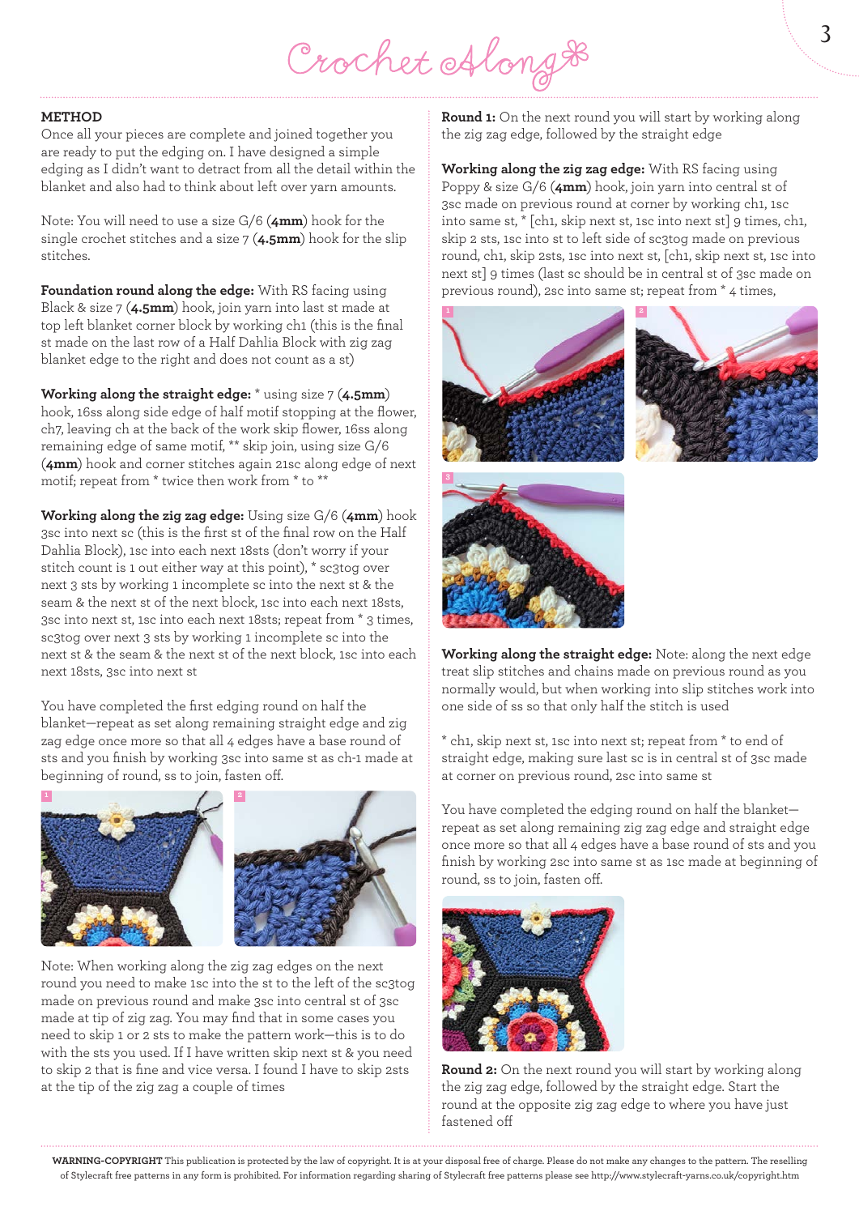## METHOD

Once all your pieces are complete and joined together you are ready to put the edging on. I have designed a simple edging as I didn't want to detract from all the detail within the blanket and also had to think about left over yarn amounts.

Note: You will need to use a size G/6 (**4mm**) hook for the single crochet stitches and a size 7 (**4.5mm**) hook for the slip stitches.

**Foundation round along the edge:** With RS facing using Black & size 7 (**4.5mm**) hook, join yarn into last st made at top left blanket corner block by working ch1 (this is the final st made on the last row of a Half Dahlia Block with zig zag blanket edge to the right and does not count as a st)

**Working along the straight edge:** * using size 7 (**4.5mm**) hook, 16ss along side edge of half motif stopping at the flower, ch7, leaving ch at the back of the work skip flower, 16ss along remaining edge of same motif, ** skip join, using size G/6 (**4mm**) hook and corner stitches again 21sc along edge of next motif; repeat from * twice then work from * to **

**Working along the zig zag edge:** Using size G/6 (**4mm**) hook 3sc into next sc (this is the first st of the final row on the Half Dahlia Block), 1sc into each next 18sts (don't worry if your stitch count is 1 out either way at this point), * sc3tog over next 3 sts by working 1 incomplete sc into the next st & the seam & the next st of the next block, 1sc into each next 18sts, 3sc into next st, 1sc into each next 18sts; repeat from * 3 times, sc3tog over next 3 sts by working 1 incomplete sc into the next st & the seam & the next st of the next block, 1sc into each next 18sts, 3sc into next st

You have completed the first edging round on half the blanket—repeat as set along remaining straight edge and zig zag edge once more so that all 4 edges have a base round of sts and you finish by working 3sc into same st as ch-1 made at beginning of round, ss to join, fasten off.

1

2

Note: When working along the zig zag edges on the next round you need to make 1sc into the st to the left of the sc3tog made on previous round and make 3sc into central st of 3sc made at tip of zig zag. You may find that in some cases you need to skip 1 or 2 sts to make the pattern work—this is to do with the sts you used. If I have written skip next st & you need to skip 2 that is fine and vice versa. I found I have to skip 2sts at the tip of the zig zag a couple of times

**Round 1:** On the next round you will start by working along the zig zag edge, followed by the straight edge

**Working along the zig zag edge:** With RS facing using Poppy & size G/6 (**4mm**) hook, join yarn into central st of 3sc made on previous round at corner by working ch1, 1sc into same st, * [ch1, skip next st, 1sc into next st] 9 times, ch1, skip 2 sts, 1sc into st to left side of sc3tog made on previous round, ch1, skip 2sts, 1sc into next st, [ch1, skip next st, 1sc into next st] 9 times (last sc should be in central st of 3sc made on previous round), 2sc into same st; repeat from * 4 times,

1

2

3

**Working along the straight edge:** Note: along the next edge treat slip stitches and chains made on previous round as you normally would, but when working into slip stitches work into one side of ss so that only half the stitch is used

* ch1, skip next st, 1sc into next st; repeat from * to end of straight edge, making sure last sc is in central st of 3sc made at corner on previous round, 2sc into same st

You have completed the edging round on half the blanket—repeat as set along remaining zig zag edge and straight edge once more so that all 4 edges have a base round of sts and you finish by working 2sc into same st as 1sc made at beginning of round, ss to join, fasten off.

**Round 2:** On the next round you will start by working along the zig zag edge, followed by the straight edge. Start the round at the opposite zig zag edge to where you have just fastened off

**WARNING-COPYRIGHT** This publication is protected by the law of copyright. It is at your disposal free of charge. Please do not make any changes to the pattern. The reselling of Stylecraft free patterns in any form is prohibited. For information regarding sharing of Stylecraft free patterns please see http://www.stylecraft-yarns.co.uk/copyright.htm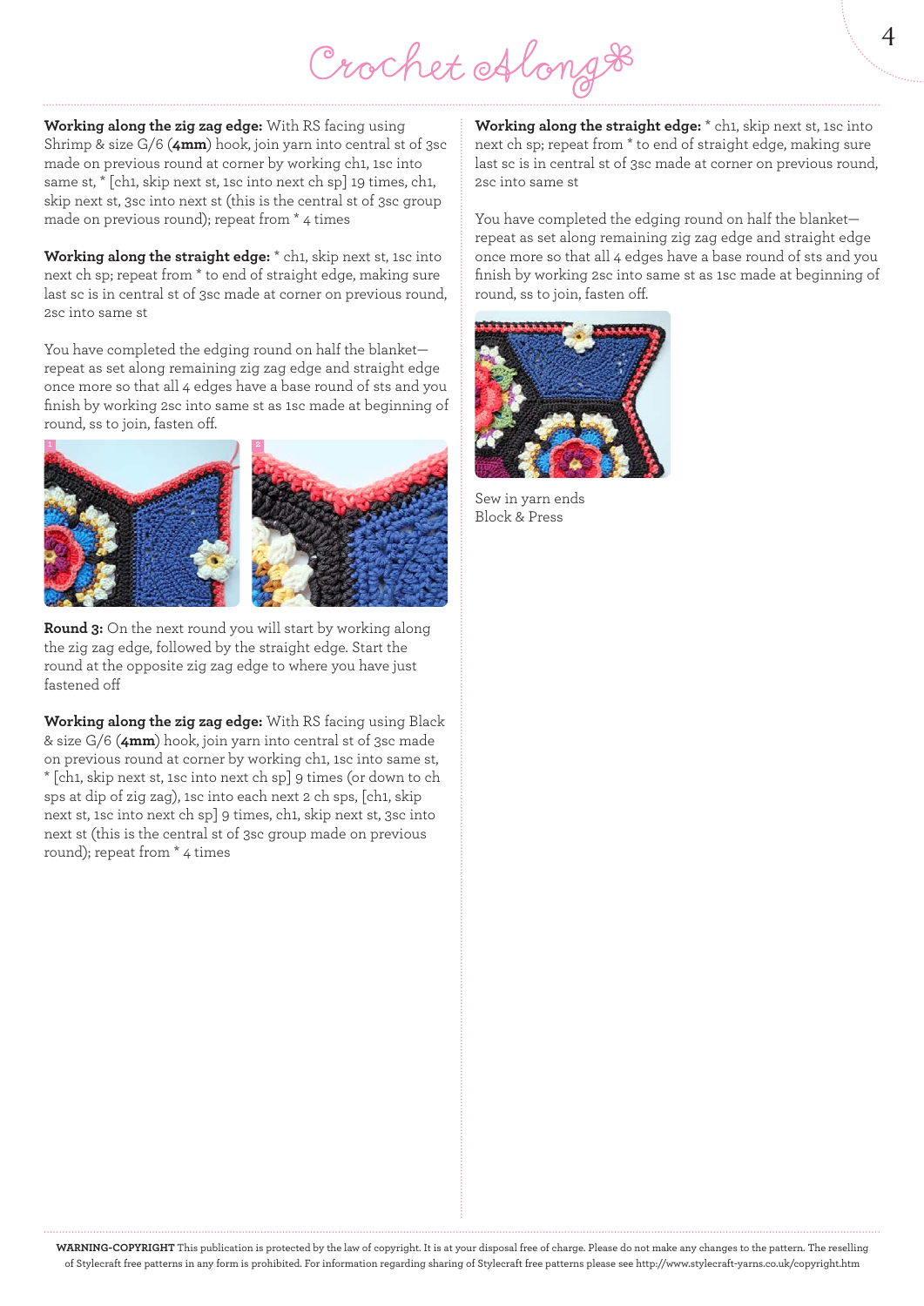**Working along the zig zag edge:** With RS facing using Shrimp & size G/6 (**4mm**) hook, join yarn into central st of 3sc made on previous round at corner by working ch1, 1sc into same st, * [ch1, skip next st, 1sc into next ch sp] 19 times, ch1, skip next st, 3sc into next st (this is the central st of 3sc group made on previous round); repeat from * 4 times

**Working along the straight edge:** * ch1, skip next st, 1sc into next ch sp; repeat from * to end of straight edge, making sure last sc is in central st of 3sc made at corner on previous round, 2sc into same st

You have completed the edging round on half the blanket—repeat as set along remaining zig zag edge and straight edge once more so that all 4 edges have a base round of sts and you finish by working 2sc into same st as 1sc made at beginning of round, ss to join, fasten off.

**Round 3:** On the next round you will start by working along the zig zag edge, followed by the straight edge. Start the round at the opposite zig zag edge to where you have just fastened off

**Working along the zig zag edge:** With RS facing using Black & size G/6 (**4mm**) hook, join yarn into central st of 3sc made on previous round at corner by working ch1, 1sc into same st, * [ch1, skip next st, 1sc into next ch sp] 9 times (or down to ch sps at dip of zig zag), 1sc into each next 2 ch sps, [ch1, skip next st, 1sc into next ch sp] 9 times, ch1, skip next st, 3sc into next st (this is the central st of 3sc group made on previous round); repeat from * 4 times

**Working along the straight edge:** * ch1, skip next st, 1sc into next ch sp; repeat from * to end of straight edge, making sure last sc is in central st of 3sc made at corner on previous round, 2sc into same st

You have completed the edging round on half the blanket—repeat as set along remaining zig zag edge and straight edge once more so that all 4 edges have a base round of sts and you finish by working 2sc into same st as 1sc made at beginning of round, ss to join, fasten off.

Sew in yarn ends

Block & Press

**WARNING-COPYRIGHT** This publication is protected by the law of copyright. It is at your disposal free of charge. Please do not make any changes to the pattern. The reselling of Stylecraft free patterns in any form is prohibited. For information regarding sharing of Stylecraft free patterns please see http://www.stylecraft-yarns.co.uk/copyright.htm